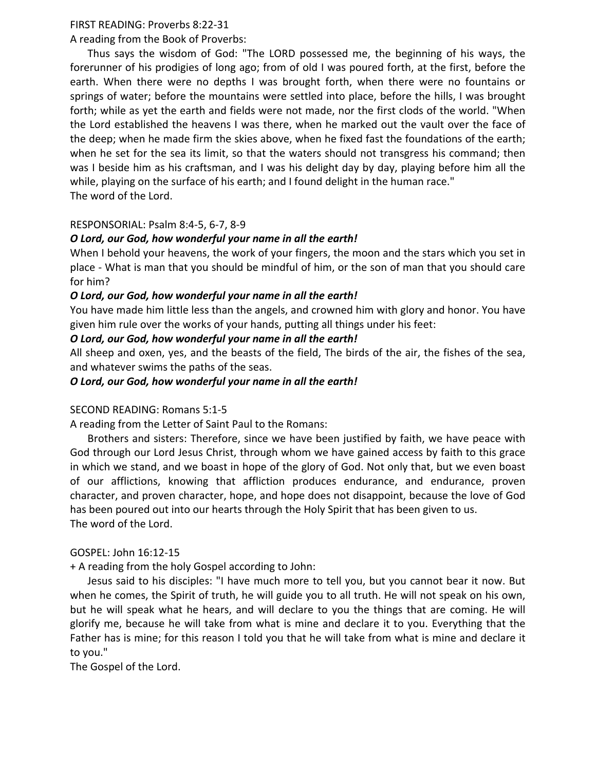FIRST READING: Proverbs 8:22-31

A reading from the Book of Proverbs:

Thus says the wisdom of God: "The LORD possessed me, the beginning of his ways, the forerunner of his prodigies of long ago; from of old I was poured forth, at the first, before the earth. When there were no depths I was brought forth, when there were no fountains or springs of water; before the mountains were settled into place, before the hills, I was brought forth; while as yet the earth and fields were not made, nor the first clods of the world. "When the Lord established the heavens I was there, when he marked out the vault over the face of the deep; when he made firm the skies above, when he fixed fast the foundations of the earth; when he set for the sea its limit, so that the waters should not transgress his command; then was I beside him as his craftsman, and I was his delight day by day, playing before him all the while, playing on the surface of his earth; and I found delight in the human race."

The word of the Lord.

RESPONSORIAL: Psalm 8:4-5, 6-7, 8-9

***O Lord, our God, how wonderful your name in all the earth!***

When I behold your heavens, the work of your fingers, the moon and the stars which you set in place - What is man that you should be mindful of him, or the son of man that you should care for him?

***O Lord, our God, how wonderful your name in all the earth!***

You have made him little less than the angels, and crowned him with glory and honor. You have given him rule over the works of your hands, putting all things under his feet:

***O Lord, our God, how wonderful your name in all the earth!***

All sheep and oxen, yes, and the beasts of the field, The birds of the air, the fishes of the sea, and whatever swims the paths of the seas.

***O Lord, our God, how wonderful your name in all the earth!***

SECOND READING: Romans 5:1-5

A reading from the Letter of Saint Paul to the Romans:

Brothers and sisters: Therefore, since we have been justified by faith, we have peace with God through our Lord Jesus Christ, through whom we have gained access by faith to this grace in which we stand, and we boast in hope of the glory of God. Not only that, but we even boast of our afflictions, knowing that affliction produces endurance, and endurance, proven character, and proven character, hope, and hope does not disappoint, because the love of God has been poured out into our hearts through the Holy Spirit that has been given to us.

The word of the Lord.

GOSPEL: John 16:12-15

+ A reading from the holy Gospel according to John:

Jesus said to his disciples: "I have much more to tell you, but you cannot bear it now. But when he comes, the Spirit of truth, he will guide you to all truth. He will not speak on his own, but he will speak what he hears, and will declare to you the things that are coming. He will glorify me, because he will take from what is mine and declare it to you. Everything that the Father has is mine; for this reason I told you that he will take from what is mine and declare it to you."

The Gospel of the Lord.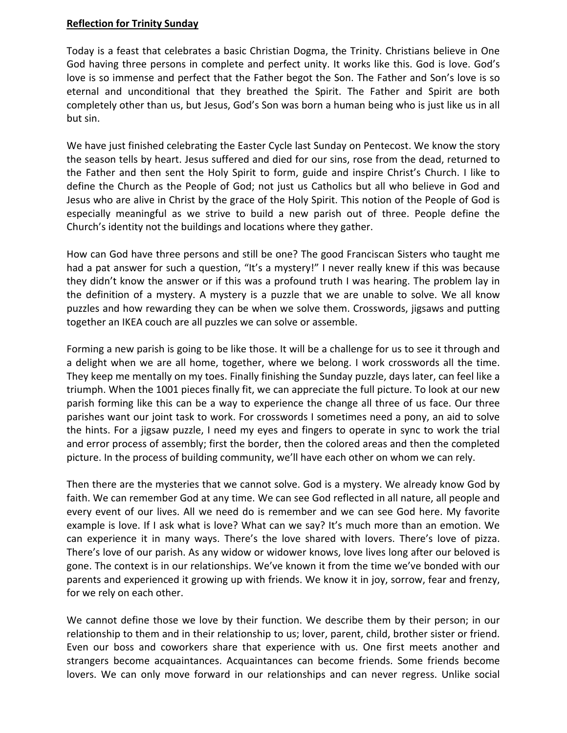**Reflection for Trinity Sunday**

Today is a feast that celebrates a basic Christian Dogma, the Trinity. Christians believe in One God having three persons in complete and perfect unity. It works like this. God is love. God's love is so immense and perfect that the Father begot the Son. The Father and Son's love is so eternal and unconditional that they breathed the Spirit. The Father and Spirit are both completely other than us, but Jesus, God's Son was born a human being who is just like us in all but sin.

We have just finished celebrating the Easter Cycle last Sunday on Pentecost. We know the story the season tells by heart. Jesus suffered and died for our sins, rose from the dead, returned to the Father and then sent the Holy Spirit to form, guide and inspire Christ's Church. I like to define the Church as the People of God; not just us Catholics but all who believe in God and Jesus who are alive in Christ by the grace of the Holy Spirit. This notion of the People of God is especially meaningful as we strive to build a new parish out of three. People define the Church's identity not the buildings and locations where they gather.

How can God have three persons and still be one? The good Franciscan Sisters who taught me had a pat answer for such a question, "It's a mystery!" I never really knew if this was because they didn't know the answer or if this was a profound truth I was hearing. The problem lay in the definition of a mystery. A mystery is a puzzle that we are unable to solve. We all know puzzles and how rewarding they can be when we solve them. Crosswords, jigsaws and putting together an IKEA couch are all puzzles we can solve or assemble.

Forming a new parish is going to be like those. It will be a challenge for us to see it through and a delight when we are all home, together, where we belong. I work crosswords all the time. They keep me mentally on my toes. Finally finishing the Sunday puzzle, days later, can feel like a triumph. When the 1001 pieces finally fit, we can appreciate the full picture. To look at our new parish forming like this can be a way to experience the change all three of us face. Our three parishes want our joint task to work. For crosswords I sometimes need a pony, an aid to solve the hints. For a jigsaw puzzle, I need my eyes and fingers to operate in sync to work the trial and error process of assembly; first the border, then the colored areas and then the completed picture. In the process of building community, we'll have each other on whom we can rely.

Then there are the mysteries that we cannot solve. God is a mystery. We already know God by faith. We can remember God at any time. We can see God reflected in all nature, all people and every event of our lives. All we need do is remember and we can see God here. My favorite example is love. If I ask what is love? What can we say? It's much more than an emotion. We can experience it in many ways. There's the love shared with lovers. There's love of pizza. There's love of our parish. As any widow or widower knows, love lives long after our beloved is gone. The context is in our relationships. We've known it from the time we've bonded with our parents and experienced it growing up with friends. We know it in joy, sorrow, fear and frenzy, for we rely on each other.

We cannot define those we love by their function. We describe them by their person; in our relationship to them and in their relationship to us; lover, parent, child, brother sister or friend. Even our boss and coworkers share that experience with us. One first meets another and strangers become acquaintances. Acquaintances can become friends. Some friends become lovers. We can only move forward in our relationships and can never regress. Unlike social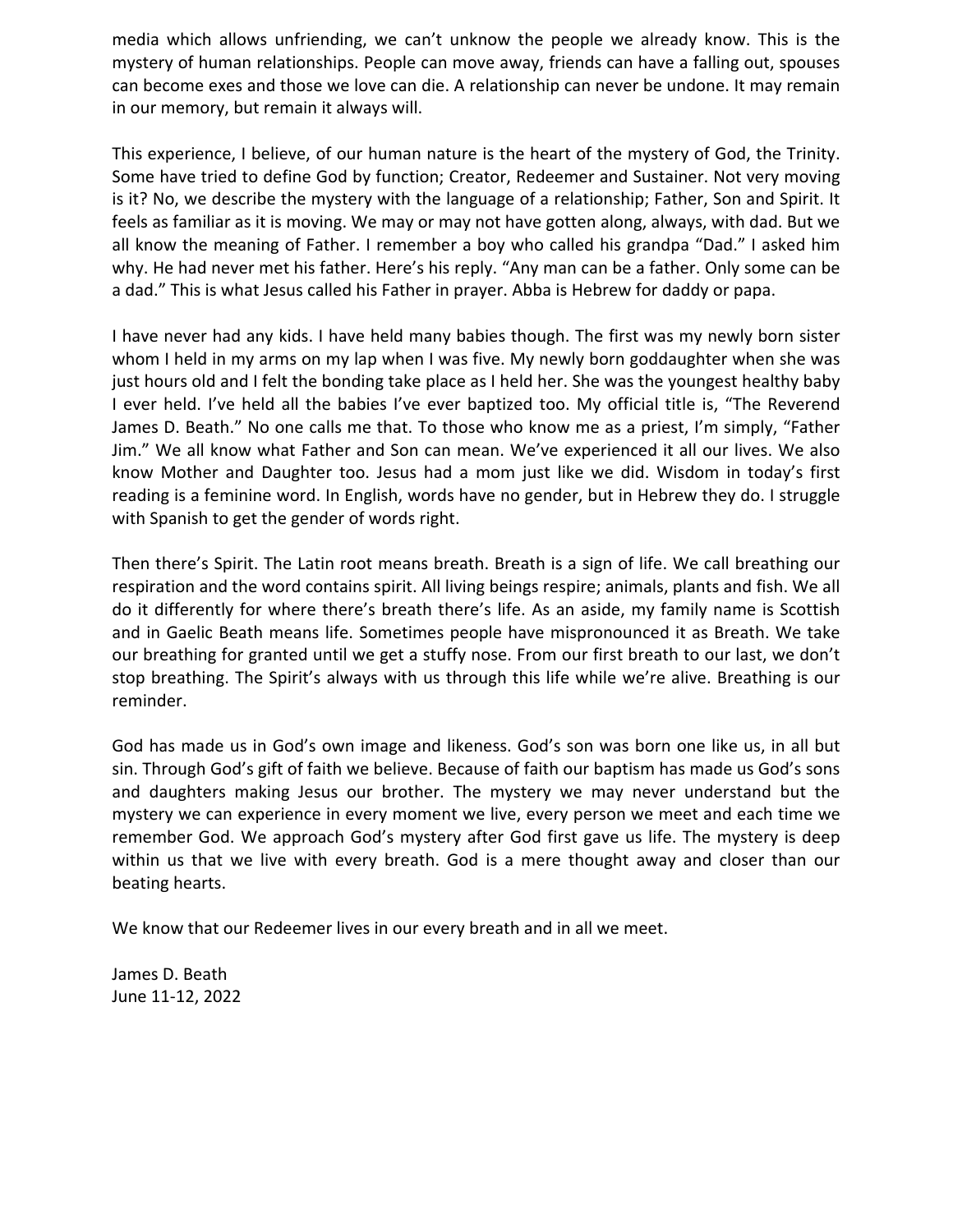media which allows unfriending, we can't unknow the people we already know. This is the mystery of human relationships. People can move away, friends can have a falling out, spouses can become exes and those we love can die. A relationship can never be undone. It may remain in our memory, but remain it always will.

This experience, I believe, of our human nature is the heart of the mystery of God, the Trinity. Some have tried to define God by function; Creator, Redeemer and Sustainer. Not very moving is it? No, we describe the mystery with the language of a relationship; Father, Son and Spirit. It feels as familiar as it is moving. We may or may not have gotten along, always, with dad. But we all know the meaning of Father. I remember a boy who called his grandpa "Dad." I asked him why. He had never met his father. Here's his reply. "Any man can be a father. Only some can be a dad." This is what Jesus called his Father in prayer. Abba is Hebrew for daddy or papa.

I have never had any kids. I have held many babies though. The first was my newly born sister whom I held in my arms on my lap when I was five. My newly born goddaughter when she was just hours old and I felt the bonding take place as I held her. She was the youngest healthy baby I ever held. I've held all the babies I've ever baptized too. My official title is, "The Reverend James D. Beath." No one calls me that. To those who know me as a priest, I'm simply, "Father Jim." We all know what Father and Son can mean. We've experienced it all our lives. We also know Mother and Daughter too. Jesus had a mom just like we did. Wisdom in today's first reading is a feminine word. In English, words have no gender, but in Hebrew they do. I struggle with Spanish to get the gender of words right.

Then there's Spirit. The Latin root means breath. Breath is a sign of life. We call breathing our respiration and the word contains spirit. All living beings respire; animals, plants and fish. We all do it differently for where there's breath there's life. As an aside, my family name is Scottish and in Gaelic Beath means life. Sometimes people have mispronounced it as Breath. We take our breathing for granted until we get a stuffy nose. From our first breath to our last, we don't stop breathing. The Spirit's always with us through this life while we're alive. Breathing is our reminder.

God has made us in God's own image and likeness. God's son was born one like us, in all but sin. Through God's gift of faith we believe. Because of faith our baptism has made us God's sons and daughters making Jesus our brother. The mystery we may never understand but the mystery we can experience in every moment we live, every person we meet and each time we remember God. We approach God's mystery after God first gave us life. The mystery is deep within us that we live with every breath. God is a mere thought away and closer than our beating hearts.

We know that our Redeemer lives in our every breath and in all we meet.

James D. Beath
June 11-12, 2022